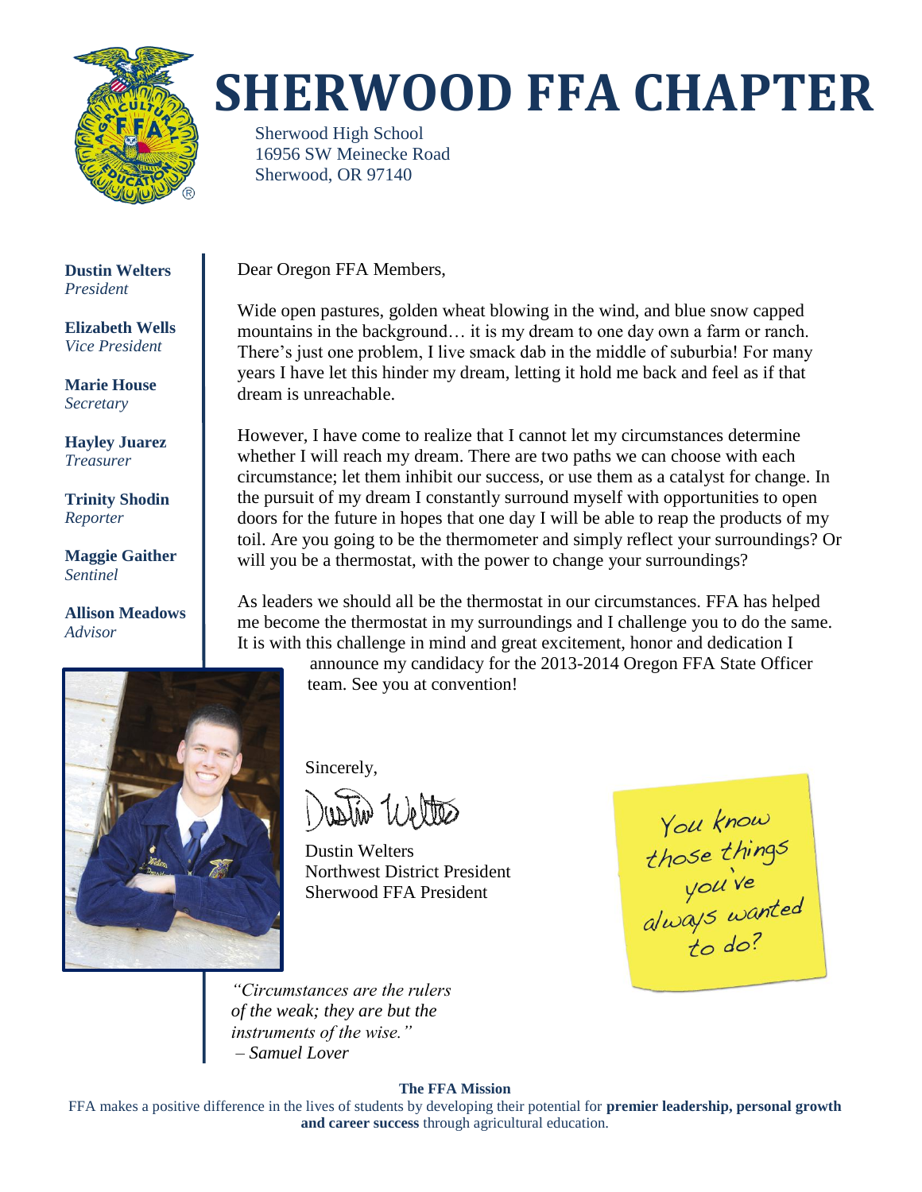# SHERWOOD FFA CHAPTER

Sherwood High School
16956 SW Meinecke Road
Sherwood, OR 97140

**Dustin Welters**
*President*

**Elizabeth Wells**
*Vice President*

**Marie House**
*Secretary*

**Hayley Juarez**
*Treasurer*

**Trinity Shodin**
*Reporter*

**Maggie Gaither**
*Sentinel*

**Allison Meadows**
*Advisor*

Dear Oregon FFA Members,

Wide open pastures, golden wheat blowing in the wind, and blue snow capped mountains in the background… it is my dream to one day own a farm or ranch. There's just one problem, I live smack dab in the middle of suburbia! For many years I have let this hinder my dream, letting it hold me back and feel as if that dream is unreachable.

However, I have come to realize that I cannot let my circumstances determine whether I will reach my dream. There are two paths we can choose with each circumstance; let them inhibit our success, or use them as a catalyst for change. In the pursuit of my dream I constantly surround myself with opportunities to open doors for the future in hopes that one day I will be able to reap the products of my toil. Are you going to be the thermometer and simply reflect your surroundings? Or will you be a thermostat, with the power to change your surroundings?

As leaders we should all be the thermostat in our circumstances. FFA has helped me become the thermostat in my surroundings and I challenge you to do the same. It is with this challenge in mind and great excitement, honor and dedication I announce my candidacy for the 2013-2014 Oregon FFA State Officer team. See you at convention!

Sincerely,

Dustin Welters
Northwest District President
Sherwood FFA President

You know those things you've always wanted to do?

*"Circumstances are the rulers of the weak; they are but the instruments of the wise."*
*– Samuel Lover*

**The FFA Mission**

FFA makes a positive difference in the lives of students by developing their potential for **premier leadership, personal growth and career success** through agricultural education.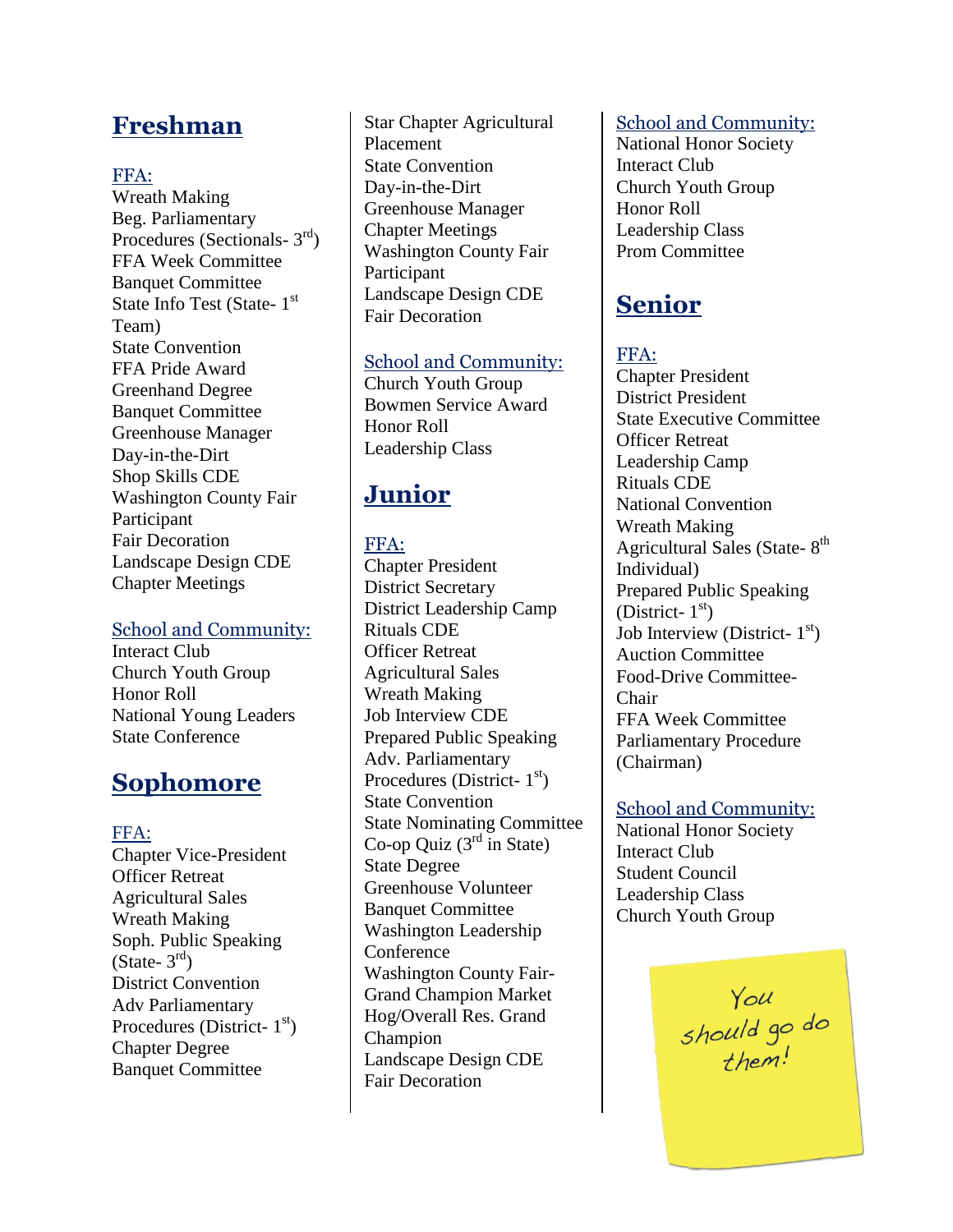# Freshman

FFA:

Wreath Making
Beg. Parliamentary Procedures (Sectionals- 3rd)
FFA Week Committee
Banquet Committee
State Info Test (State- 1st Team)
State Convention
FFA Pride Award
Greenhand Degree
Banquet Committee
Greenhouse Manager
Day-in-the-Dirt
Shop Skills CDE
Washington County Fair Participant
Fair Decoration
Landscape Design CDE
Chapter Meetings

School and Community:

Interact Club
Church Youth Group
Honor Roll
National Young Leaders State Conference

# Sophomore

FFA:

Chapter Vice-President
Officer Retreat
Agricultural Sales
Wreath Making
Soph. Public Speaking (State- 3rd)
District Convention
Adv Parliamentary Procedures (District- 1st)
Chapter Degree
Banquet Committee
Star Chapter Agricultural Placement
State Convention
Day-in-the-Dirt
Greenhouse Manager
Chapter Meetings
Washington County Fair Participant
Landscape Design CDE
Fair Decoration

School and Community:

Church Youth Group
Bowmen Service Award
Honor Roll
Leadership Class

# Junior

FFA:

Chapter President
District Secretary
District Leadership Camp
Rituals CDE
Officer Retreat
Agricultural Sales
Wreath Making
Job Interview CDE
Prepared Public Speaking
Adv. Parliamentary Procedures (District- 1st)
State Convention
State Nominating Committee
Co-op Quiz (3rd in State)
State Degree
Greenhouse Volunteer
Banquet Committee
Washington Leadership Conference
Washington County Fair- Grand Champion Market Hog/Overall Res. Grand Champion
Landscape Design CDE
Fair Decoration

School and Community:

National Honor Society
Interact Club
Church Youth Group
Honor Roll
Leadership Class
Prom Committee

# Senior

FFA:

Chapter President
District President
State Executive Committee
Officer Retreat
Leadership Camp
Rituals CDE
National Convention
Wreath Making
Agricultural Sales (State- 8th Individual)
Prepared Public Speaking (District- 1st)
Job Interview (District- 1st)
Auction Committee
Food-Drive Committee-Chair
FFA Week Committee
Parliamentary Procedure (Chairman)

School and Community:

National Honor Society
Interact Club
Student Council
Leadership Class
Church Youth Group

You should go do them!